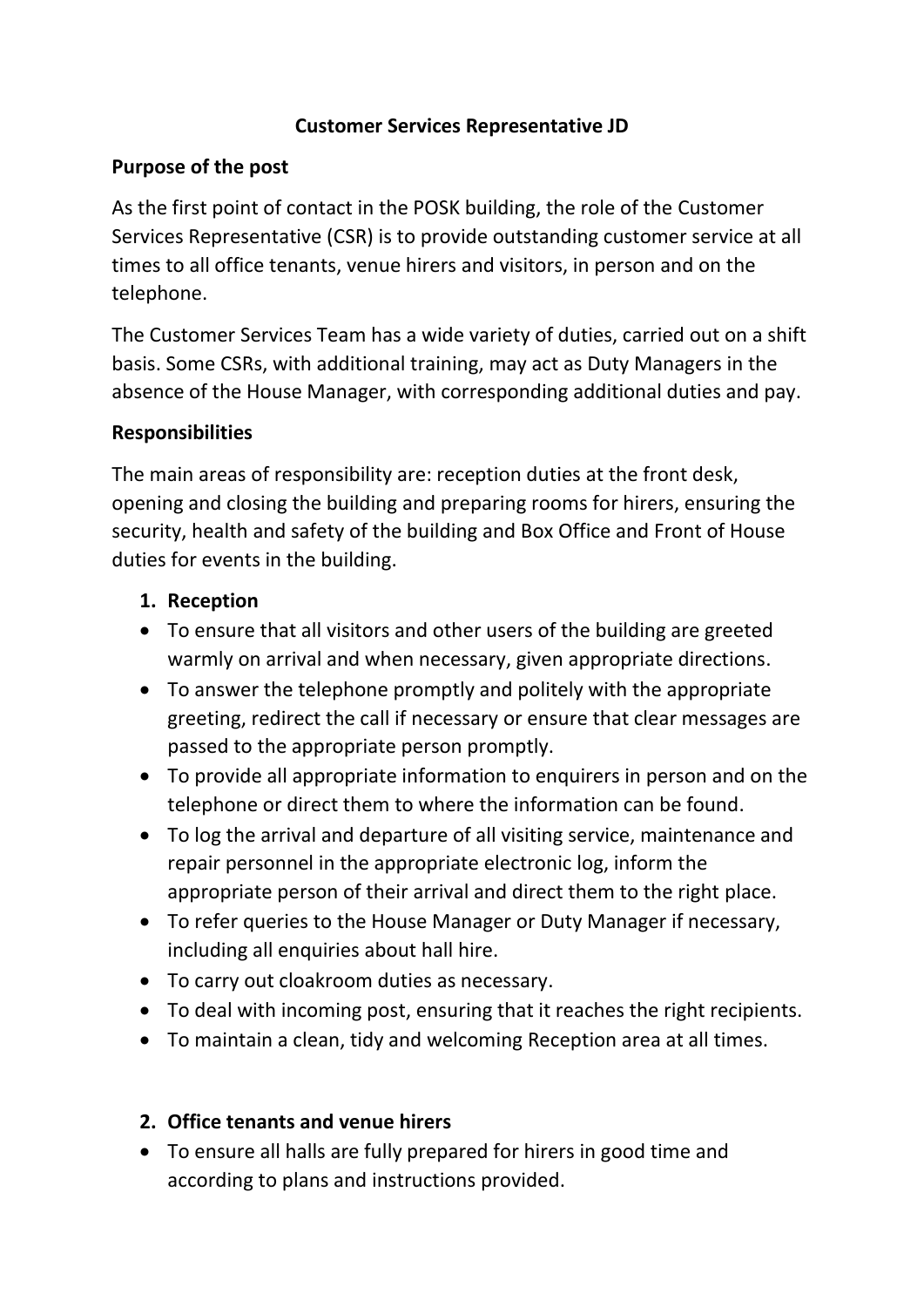# Customer Services Representative JD

## Purpose of the post

As the first point of contact in the POSK building, the role of the Customer Services Representative (CSR) is to provide outstanding customer service at all times to all office tenants, venue hirers and visitors, in person and on the telephone.

The Customer Services Team has a wide variety of duties, carried out on a shift basis. Some CSRs, with additional training, may act as Duty Managers in the absence of the House Manager, with corresponding additional duties and pay.

## Responsibilities

The main areas of responsibility are: reception duties at the front desk, opening and closing the building and preparing rooms for hirers, ensuring the security, health and safety of the building and Box Office and Front of House duties for events in the building.

### 1. Reception

- To ensure that all visitors and other users of the building are greeted warmly on arrival and when necessary, given appropriate directions.
- To answer the telephone promptly and politely with the appropriate greeting, redirect the call if necessary or ensure that clear messages are passed to the appropriate person promptly.
- To provide all appropriate information to enquirers in person and on the telephone or direct them to where the information can be found.
- To log the arrival and departure of all visiting service, maintenance and repair personnel in the appropriate electronic log, inform the appropriate person of their arrival and direct them to the right place.
- To refer queries to the House Manager or Duty Manager if necessary, including all enquiries about hall hire.
- To carry out cloakroom duties as necessary.
- To deal with incoming post, ensuring that it reaches the right recipients.
- To maintain a clean, tidy and welcoming Reception area at all times.

### 2. Office tenants and venue hirers

- To ensure all halls are fully prepared for hirers in good time and according to plans and instructions provided.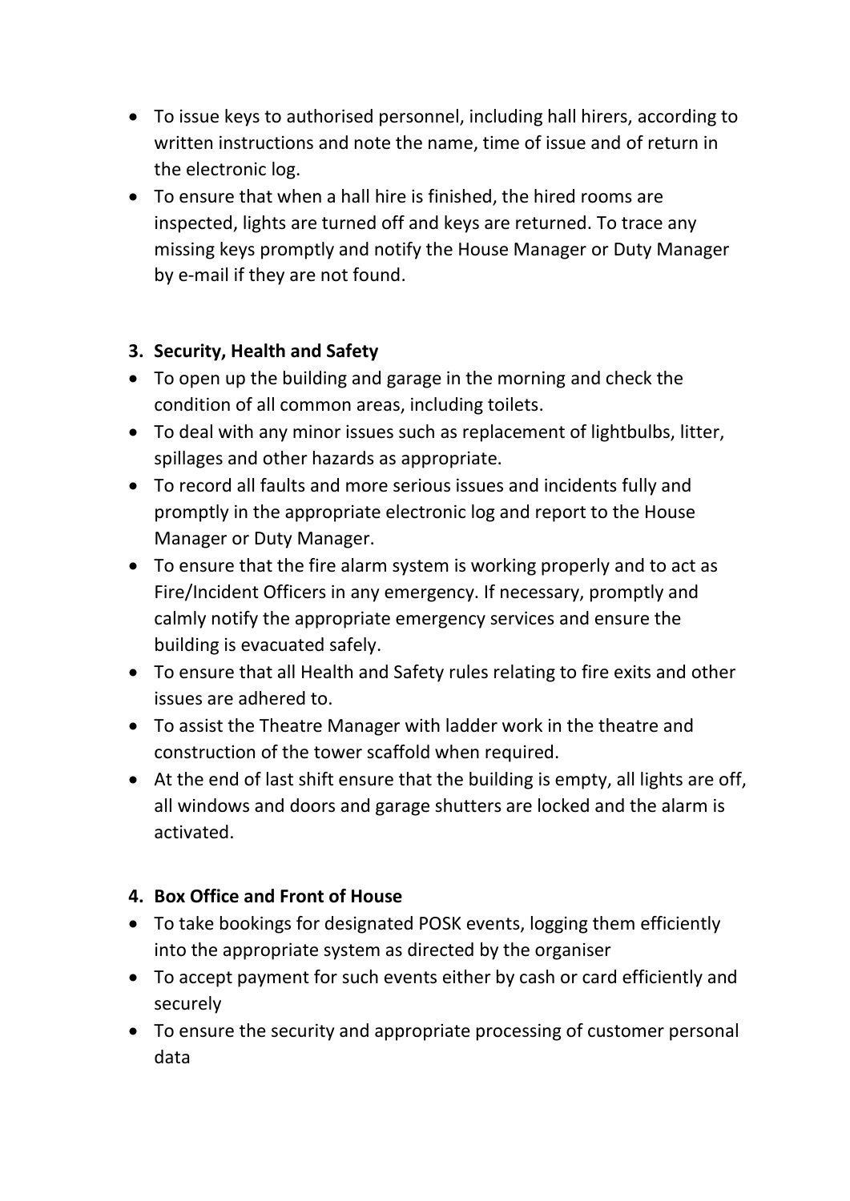- To issue keys to authorised personnel, including hall hirers, according to written instructions and note the name, time of issue and of return in the electronic log.
- To ensure that when a hall hire is finished, the hired rooms are inspected, lights are turned off and keys are returned. To trace any missing keys promptly and notify the House Manager or Duty Manager by e-mail if they are not found.

### 3. Security, Health and Safety

- To open up the building and garage in the morning and check the condition of all common areas, including toilets.
- To deal with any minor issues such as replacement of lightbulbs, litter, spillages and other hazards as appropriate.
- To record all faults and more serious issues and incidents fully and promptly in the appropriate electronic log and report to the House Manager or Duty Manager.
- To ensure that the fire alarm system is working properly and to act as Fire/Incident Officers in any emergency. If necessary, promptly and calmly notify the appropriate emergency services and ensure the building is evacuated safely.
- To ensure that all Health and Safety rules relating to fire exits and other issues are adhered to.
- To assist the Theatre Manager with ladder work in the theatre and construction of the tower scaffold when required.
- At the end of last shift ensure that the building is empty, all lights are off, all windows and doors and garage shutters are locked and the alarm is activated.

### 4. Box Office and Front of House

- To take bookings for designated POSK events, logging them efficiently into the appropriate system as directed by the organiser
- To accept payment for such events either by cash or card efficiently and securely
- To ensure the security and appropriate processing of customer personal data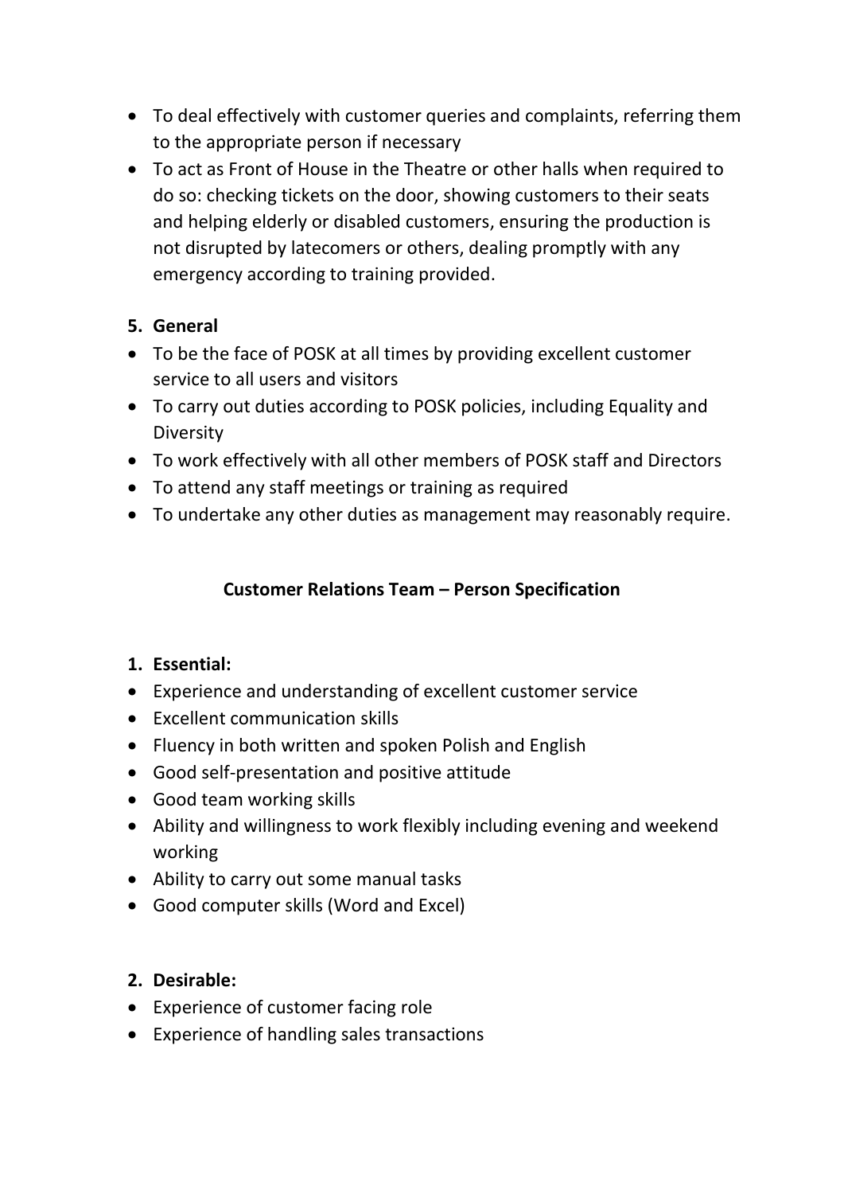- To deal effectively with customer queries and complaints, referring them to the appropriate person if necessary
- To act as Front of House in the Theatre or other halls when required to do so: checking tickets on the door, showing customers to their seats and helping elderly or disabled customers, ensuring the production is not disrupted by latecomers or others, dealing promptly with any emergency according to training provided.

**5. General**

- To be the face of POSK at all times by providing excellent customer service to all users and visitors
- To carry out duties according to POSK policies, including Equality and Diversity
- To work effectively with all other members of POSK staff and Directors
- To attend any staff meetings or training as required
- To undertake any other duties as management may reasonably require.

## Customer Relations Team – Person Specification

**1. Essential:**

- Experience and understanding of excellent customer service
- Excellent communication skills
- Fluency in both written and spoken Polish and English
- Good self-presentation and positive attitude
- Good team working skills
- Ability and willingness to work flexibly including evening and weekend working
- Ability to carry out some manual tasks
- Good computer skills (Word and Excel)

**2. Desirable:**

- Experience of customer facing role
- Experience of handling sales transactions